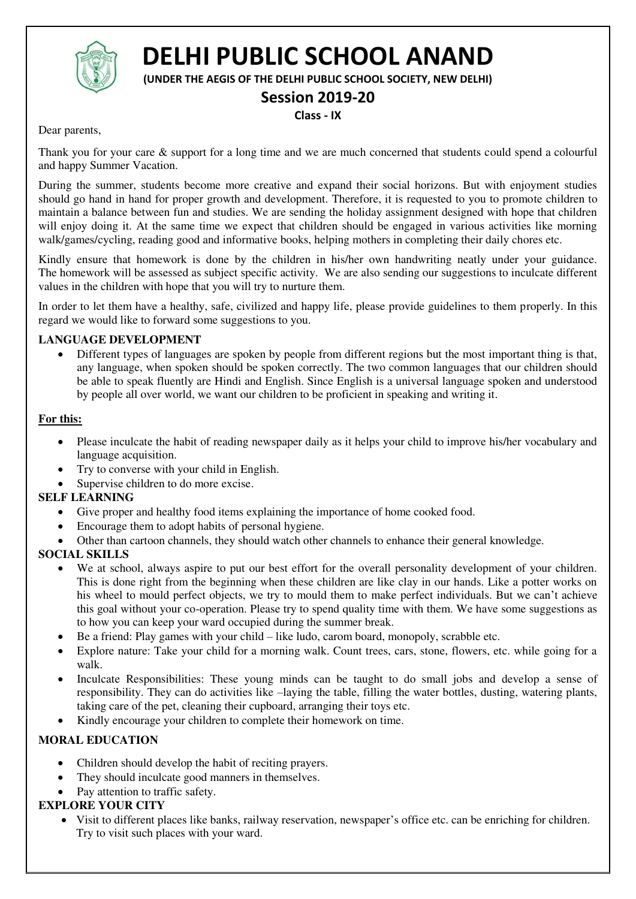# DELHI PUBLIC SCHOOL ANAND

**(UNDER THE AEGIS OF THE DELHI PUBLIC SCHOOL SOCIETY, NEW DELHI)**

## Session 2019-20

**Class - IX**

Dear parents,

Thank you for your care & support for a long time and we are much concerned that students could spend a colourful and happy Summer Vacation.

During the summer, students become more creative and expand their social horizons. But with enjoyment studies should go hand in hand for proper growth and development. Therefore, it is requested to you to promote children to maintain a balance between fun and studies. We are sending the holiday assignment designed with hope that children will enjoy doing it. At the same time we expect that children should be engaged in various activities like morning walk/games/cycling, reading good and informative books, helping mothers in completing their daily chores etc.

Kindly ensure that homework is done by the children in his/her own handwriting neatly under your guidance. The homework will be assessed as subject specific activity. We are also sending our suggestions to inculcate different values in the children with hope that you will try to nurture them.

In order to let them have a healthy, safe, civilized and happy life, please provide guidelines to them properly. In this regard we would like to forward some suggestions to you.

**LANGUAGE DEVELOPMENT**

- Different types of languages are spoken by people from different regions but the most important thing is that, any language, when spoken should be spoken correctly. The two common languages that our children should be able to speak fluently are Hindi and English. Since English is a universal language spoken and understood by people all over world, we want our children to be proficient in speaking and writing it.

**For this:**

- Please inculcate the habit of reading newspaper daily as it helps your child to improve his/her vocabulary and language acquisition.
- Try to converse with your child in English.
- Supervise children to do more excise.

**SELF LEARNING**

- Give proper and healthy food items explaining the importance of home cooked food.
- Encourage them to adopt habits of personal hygiene.
- Other than cartoon channels, they should watch other channels to enhance their general knowledge.

**SOCIAL SKILLS**

- We at school, always aspire to put our best effort for the overall personality development of your children. This is done right from the beginning when these children are like clay in our hands. Like a potter works on his wheel to mould perfect objects, we try to mould them to make perfect individuals. But we can't achieve this goal without your co-operation. Please try to spend quality time with them. We have some suggestions as to how you can keep your ward occupied during the summer break.
- Be a friend: Play games with your child – like ludo, carom board, monopoly, scrabble etc.
- Explore nature: Take your child for a morning walk. Count trees, cars, stone, flowers, etc. while going for a walk.
- Inculcate Responsibilities: These young minds can be taught to do small jobs and develop a sense of responsibility. They can do activities like –laying the table, filling the water bottles, dusting, watering plants, taking care of the pet, cleaning their cupboard, arranging their toys etc.
- Kindly encourage your children to complete their homework on time.

**MORAL EDUCATION**

- Children should develop the habit of reciting prayers.
- They should inculcate good manners in themselves.
- Pay attention to traffic safety.

**EXPLORE YOUR CITY**

- Visit to different places like banks, railway reservation, newspaper's office etc. can be enriching for children. Try to visit such places with your ward.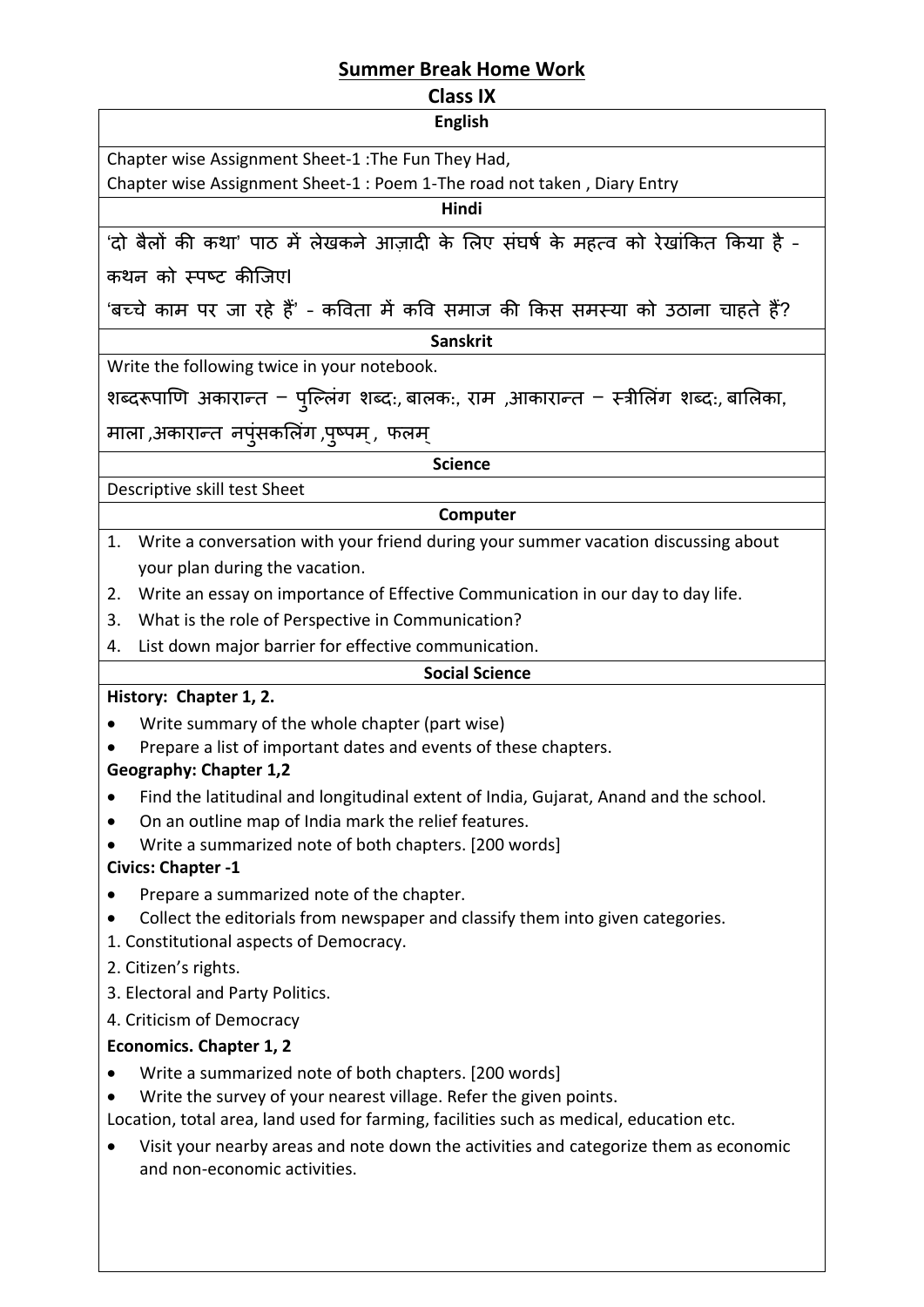## Summer Break Home Work

### Class IX

### English

Chapter wise Assignment Sheet-1 :The Fun They Had,
Chapter wise Assignment Sheet-1 : Poem 1-The road not taken , Diary Entry

### Hindi

'दो बैलों की कथा' पाठ में लेखकने आज़ादी के लिए संघर्ष के महत्व को रेखांकित किया है - कथन को स्पष्ट कीजिए।

'बच्चे काम पर जा रहे हैं' - कविता में कवि समाज की किस समस्या को उठाना चाहते हैं?

### Sanskrit

Write the following twice in your notebook.

शब्दरूपाणि अकारान्त – पुल्लिंग शब्दः, बालकः, राम ,आकारान्त – स्त्रीलिंग शब्दः, बालिका, माला ,अकारान्त नपुंसकलिंग ,पुष्पम् , फलम्

### Science

Descriptive skill test Sheet

### Computer

1. Write a conversation with your friend during your summer vacation discussing about your plan during the vacation.
2. Write an essay on importance of Effective Communication in our day to day life.
3. What is the role of Perspective in Communication?
4. List down major barrier for effective communication.

### Social Science

**History: Chapter 1, 2.**

- Write summary of the whole chapter (part wise)
- Prepare a list of important dates and events of these chapters.

**Geography: Chapter 1,2**

- Find the latitudinal and longitudinal extent of India, Gujarat, Anand and the school.
- On an outline map of India mark the relief features.
- Write a summarized note of both chapters. [200 words]

**Civics: Chapter -1**

- Prepare a summarized note of the chapter.
- Collect the editorials from newspaper and classify them into given categories.

1. Constitutional aspects of Democracy.
2. Citizen's rights.
3. Electoral and Party Politics.
4. Criticism of Democracy

**Economics. Chapter 1, 2**

- Write a summarized note of both chapters. [200 words]
- Write the survey of your nearest village. Refer the given points.

Location, total area, land used for farming, facilities such as medical, education etc.

- Visit your nearby areas and note down the activities and categorize them as economic and non-economic activities.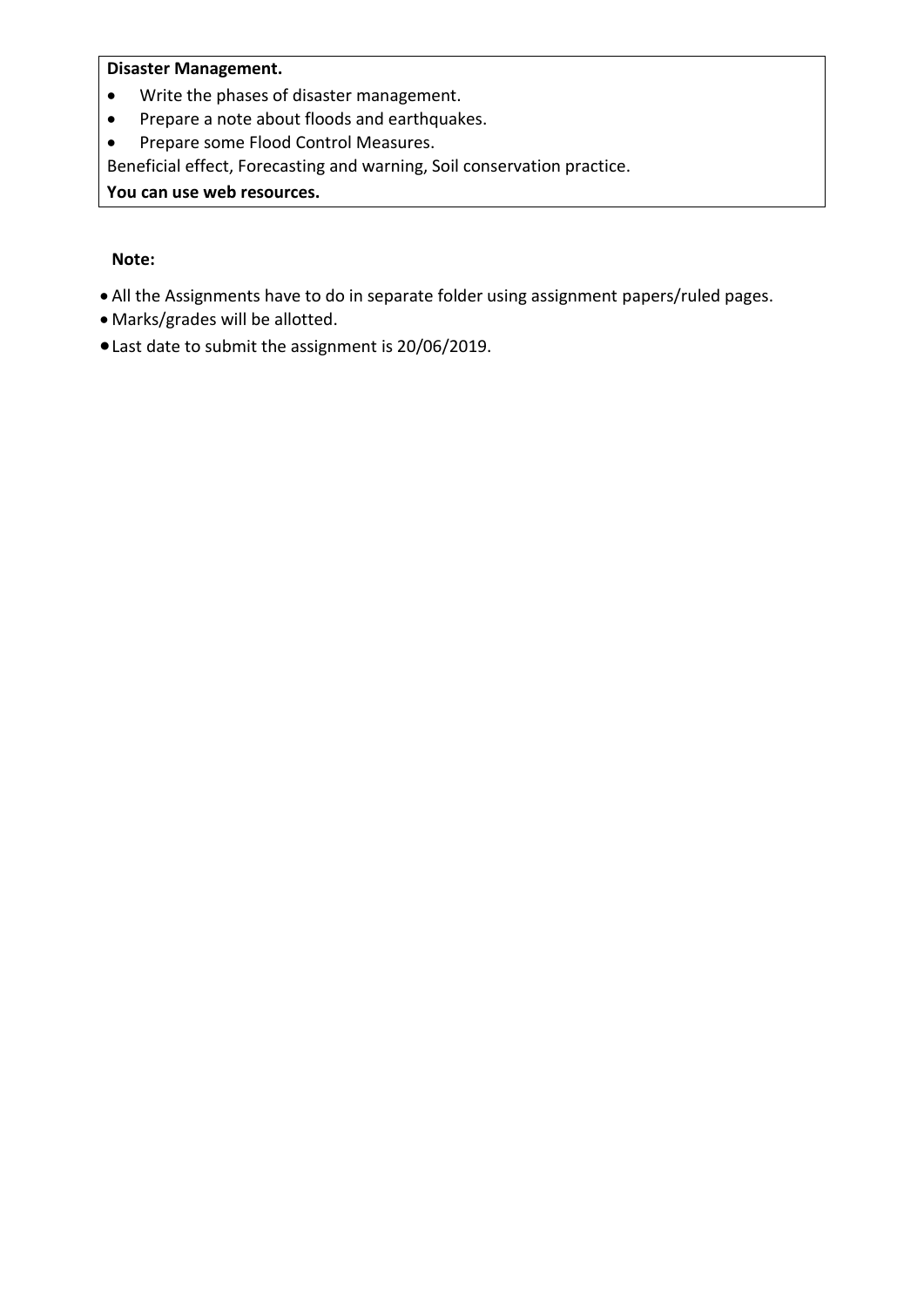**Disaster Management.**

- Write the phases of disaster management.
- Prepare a note about floods and earthquakes.
- Prepare some Flood Control Measures.

Beneficial effect, Forecasting and warning, Soil conservation practice.

**You can use web resources.**

**Note:**

- All the Assignments have to do in separate folder using assignment papers/ruled pages.
- Marks/grades will be allotted.
- Last date to submit the assignment is 20/06/2019.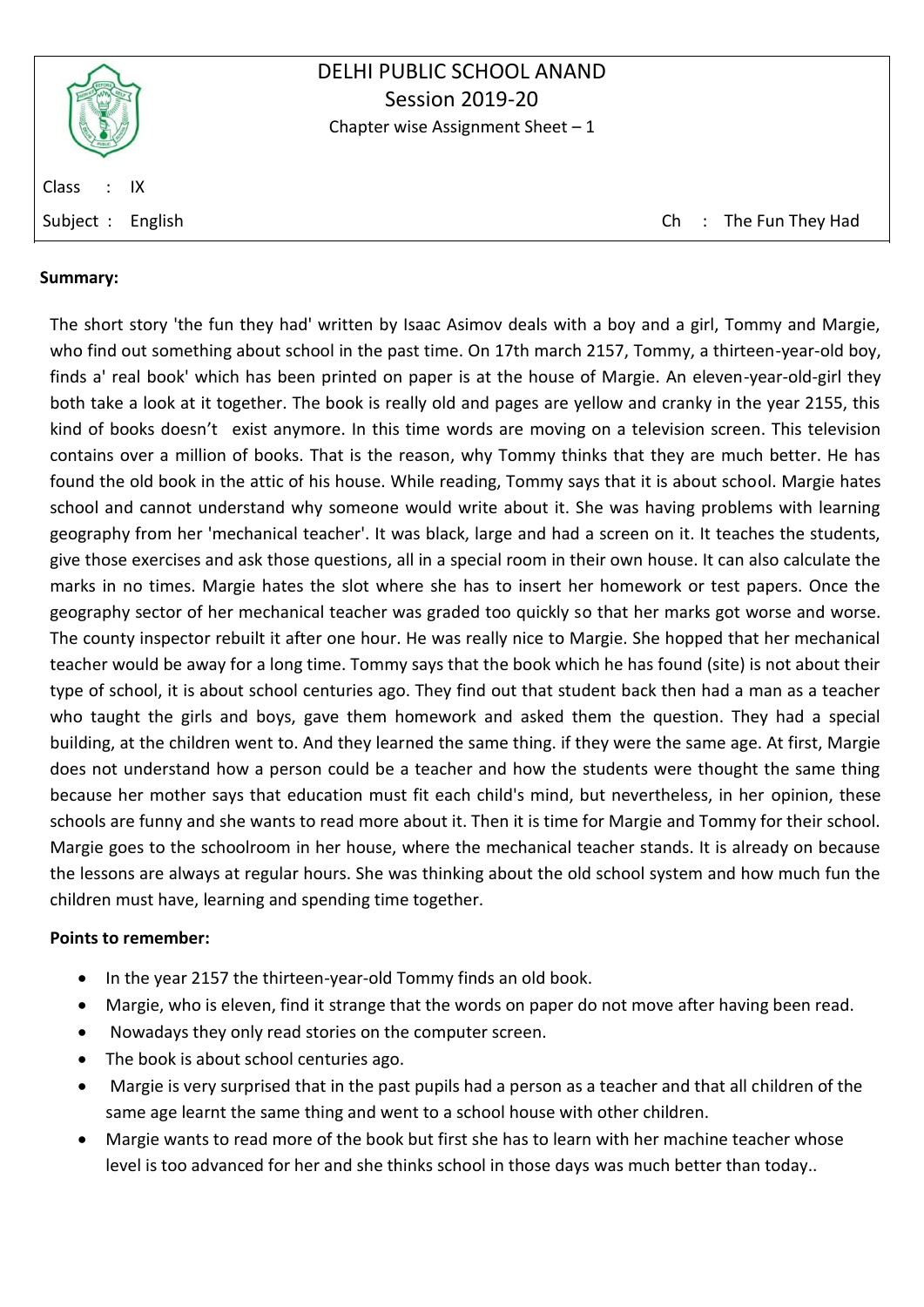# DELHI PUBLIC SCHOOL ANAND
## Session 2019-20
### Chapter wise Assignment Sheet – 1

Class : IX

Subject : English | Ch : The Fun They Had

**Summary:**

The short story 'the fun they had' written by Isaac Asimov deals with a boy and a girl, Tommy and Margie, who find out something about school in the past time. On 17th march 2157, Tommy, a thirteen-year-old boy, finds a' real book' which has been printed on paper is at the house of Margie. An eleven-year-old-girl they both take a look at it together. The book is really old and pages are yellow and cranky in the year 2155, this kind of books doesn't exist anymore. In this time words are moving on a television screen. This television contains over a million of books. That is the reason, why Tommy thinks that they are much better. He has found the old book in the attic of his house. While reading, Tommy says that it is about school. Margie hates school and cannot understand why someone would write about it. She was having problems with learning geography from her 'mechanical teacher'. It was black, large and had a screen on it. It teaches the students, give those exercises and ask those questions, all in a special room in their own house. It can also calculate the marks in no times. Margie hates the slot where she has to insert her homework or test papers. Once the geography sector of her mechanical teacher was graded too quickly so that her marks got worse and worse. The county inspector rebuilt it after one hour. He was really nice to Margie. She hopped that her mechanical teacher would be away for a long time. Tommy says that the book which he has found (site) is not about their type of school, it is about school centuries ago. They find out that student back then had a man as a teacher who taught the girls and boys, gave them homework and asked them the question. They had a special building, at the children went to. And they learned the same thing. if they were the same age. At first, Margie does not understand how a person could be a teacher and how the students were thought the same thing because her mother says that education must fit each child's mind, but nevertheless, in her opinion, these schools are funny and she wants to read more about it. Then it is time for Margie and Tommy for their school. Margie goes to the schoolroom in her house, where the mechanical teacher stands. It is already on because the lessons are always at regular hours. She was thinking about the old school system and how much fun the children must have, learning and spending time together.

**Points to remember:**

- In the year 2157 the thirteen-year-old Tommy finds an old book.
- Margie, who is eleven, find it strange that the words on paper do not move after having been read.
- Nowadays they only read stories on the computer screen.
- The book is about school centuries ago.
- Margie is very surprised that in the past pupils had a person as a teacher and that all children of the same age learnt the same thing and went to a school house with other children.
- Margie wants to read more of the book but first she has to learn with her machine teacher whose level is too advanced for her and she thinks school in those days was much better than today..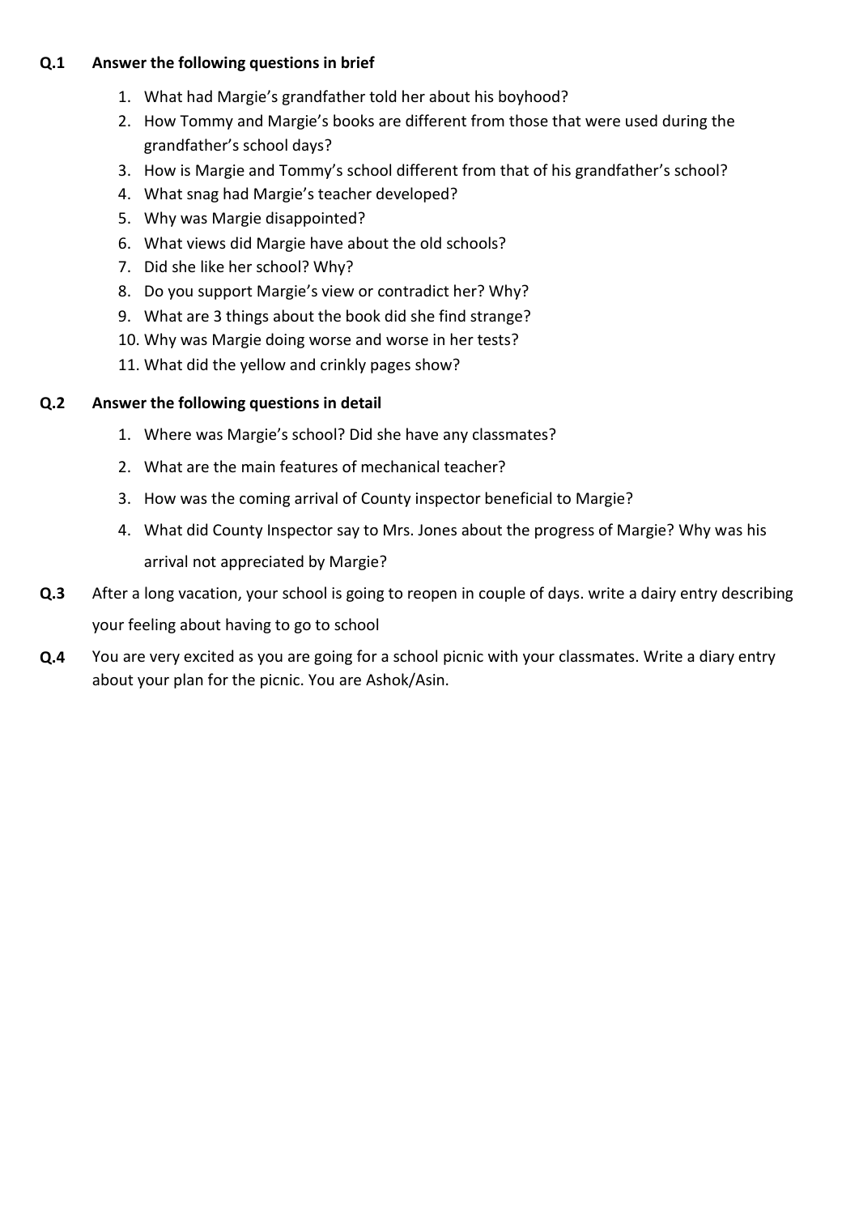**Q.1 Answer the following questions in brief**

1. What had Margie's grandfather told her about his boyhood?
2. How Tommy and Margie's books are different from those that were used during the grandfather's school days?
3. How is Margie and Tommy's school different from that of his grandfather's school?
4. What snag had Margie's teacher developed?
5. Why was Margie disappointed?
6. What views did Margie have about the old schools?
7. Did she like her school? Why?
8. Do you support Margie's view or contradict her? Why?
9. What are 3 things about the book did she find strange?
10. Why was Margie doing worse and worse in her tests?
11. What did the yellow and crinkly pages show?

**Q.2 Answer the following questions in detail**

1. Where was Margie's school? Did she have any classmates?
2. What are the main features of mechanical teacher?
3. How was the coming arrival of County inspector beneficial to Margie?
4. What did County Inspector say to Mrs. Jones about the progress of Margie? Why was his arrival not appreciated by Margie?

**Q.3** After a long vacation, your school is going to reopen in couple of days. write a dairy entry describing your feeling about having to go to school

**Q.4** You are very excited as you are going for a school picnic with your classmates. Write a diary entry about your plan for the picnic. You are Ashok/Asin.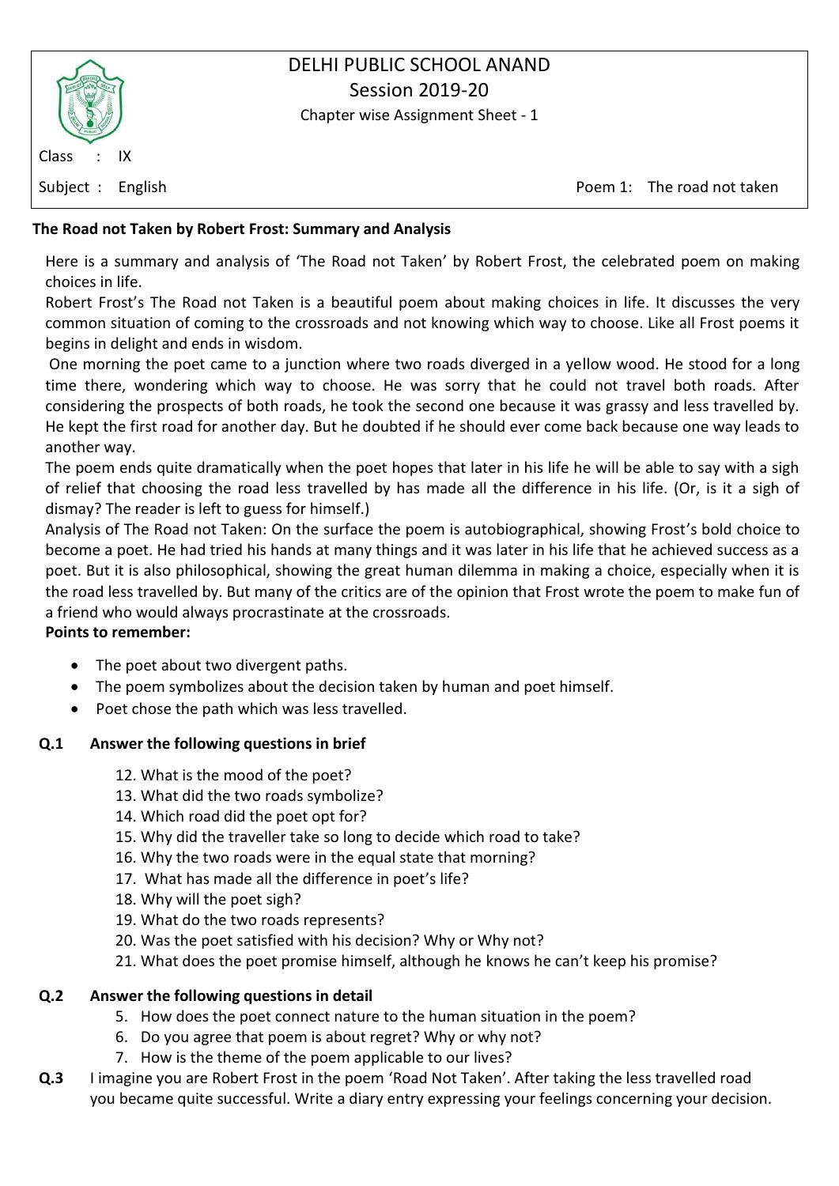# DELHI PUBLIC SCHOOL ANAND

## Session 2019-20

Chapter wise Assignment Sheet - 1

Class : IX

Subject : English

Poem 1: The road not taken

### The Road not Taken by Robert Frost: Summary and Analysis

Here is a summary and analysis of 'The Road not Taken' by Robert Frost, the celebrated poem on making choices in life.

Robert Frost's The Road not Taken is a beautiful poem about making choices in life. It discusses the very common situation of coming to the crossroads and not knowing which way to choose. Like all Frost poems it begins in delight and ends in wisdom.

One morning the poet came to a junction where two roads diverged in a yellow wood. He stood for a long time there, wondering which way to choose. He was sorry that he could not travel both roads. After considering the prospects of both roads, he took the second one because it was grassy and less travelled by. He kept the first road for another day. But he doubted if he should ever come back because one way leads to another way.

The poem ends quite dramatically when the poet hopes that later in his life he will be able to say with a sigh of relief that choosing the road less travelled by has made all the difference in his life. (Or, is it a sigh of dismay? The reader is left to guess for himself.)

Analysis of The Road not Taken: On the surface the poem is autobiographical, showing Frost's bold choice to become a poet. He had tried his hands at many things and it was later in his life that he achieved success as a poet. But it is also philosophical, showing the great human dilemma in making a choice, especially when it is the road less travelled by. But many of the critics are of the opinion that Frost wrote the poem to make fun of a friend who would always procrastinate at the crossroads.

**Points to remember:**

- The poet about two divergent paths.
- The poem symbolizes about the decision taken by human and poet himself.
- Poet chose the path which was less travelled.

**Q.1 Answer the following questions in brief**

12. What is the mood of the poet?
13. What did the two roads symbolize?
14. Which road did the poet opt for?
15. Why did the traveller take so long to decide which road to take?
16. Why the two roads were in the equal state that morning?
17. What has made all the difference in poet's life?
18. Why will the poet sigh?
19. What do the two roads represents?
20. Was the poet satisfied with his decision? Why or Why not?
21. What does the poet promise himself, although he knows he can't keep his promise?

**Q.2 Answer the following questions in detail**

5. How does the poet connect nature to the human situation in the poem?
6. Do you agree that poem is about regret? Why or why not?
7. How is the theme of the poem applicable to our lives?

**Q.3** I imagine you are Robert Frost in the poem 'Road Not Taken'. After taking the less travelled road you became quite successful. Write a diary entry expressing your feelings concerning your decision.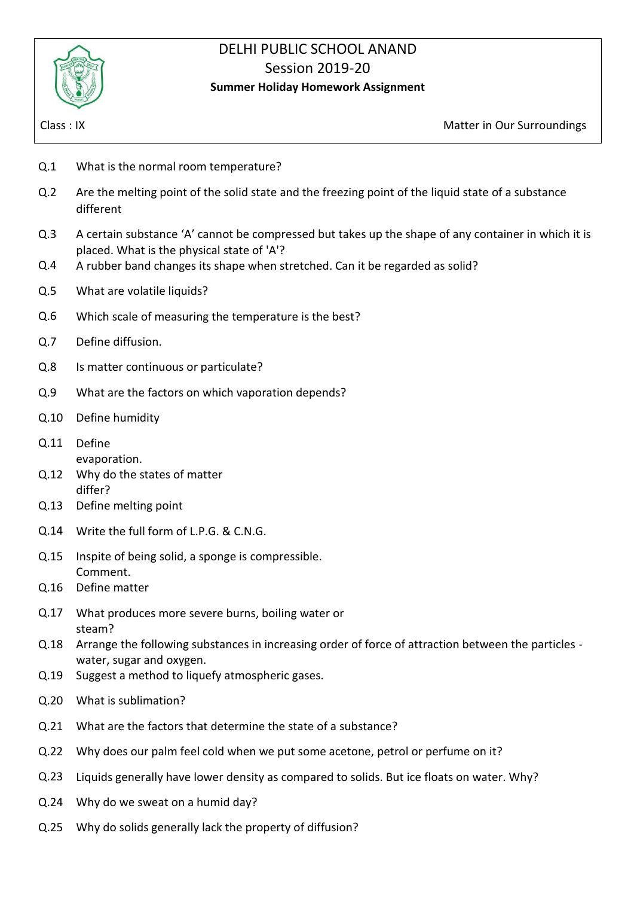# DELHI PUBLIC SCHOOL ANAND

## Session 2019-20

**Summer Holiday Homework Assignment**

Class : IX

Matter in Our Surroundings

Q.1 What is the normal room temperature?

Q.2 Are the melting point of the solid state and the freezing point of the liquid state of a substance different

Q.3 A certain substance 'A' cannot be compressed but takes up the shape of any container in which it is placed. What is the physical state of 'A'?

Q.4 A rubber band changes its shape when stretched. Can it be regarded as solid?

Q.5 What are volatile liquids?

Q.6 Which scale of measuring the temperature is the best?

Q.7 Define diffusion.

Q.8 Is matter continuous or particulate?

Q.9 What are the factors on which vaporation depends?

Q.10 Define humidity

Q.11 Define evaporation.

Q.12 Why do the states of matter differ?

Q.13 Define melting point

Q.14 Write the full form of L.P.G. & C.N.G.

Q.15 Inspite of being solid, a sponge is compressible. Comment.

Q.16 Define matter

Q.17 What produces more severe burns, boiling water or steam?

Q.18 Arrange the following substances in increasing order of force of attraction between the particles - water, sugar and oxygen.

Q.19 Suggest a method to liquefy atmospheric gases.

Q.20 What is sublimation?

Q.21 What are the factors that determine the state of a substance?

Q.22 Why does our palm feel cold when we put some acetone, petrol or perfume on it?

Q.23 Liquids generally have lower density as compared to solids. But ice floats on water. Why?

Q.24 Why do we sweat on a humid day?

Q.25 Why do solids generally lack the property of diffusion?